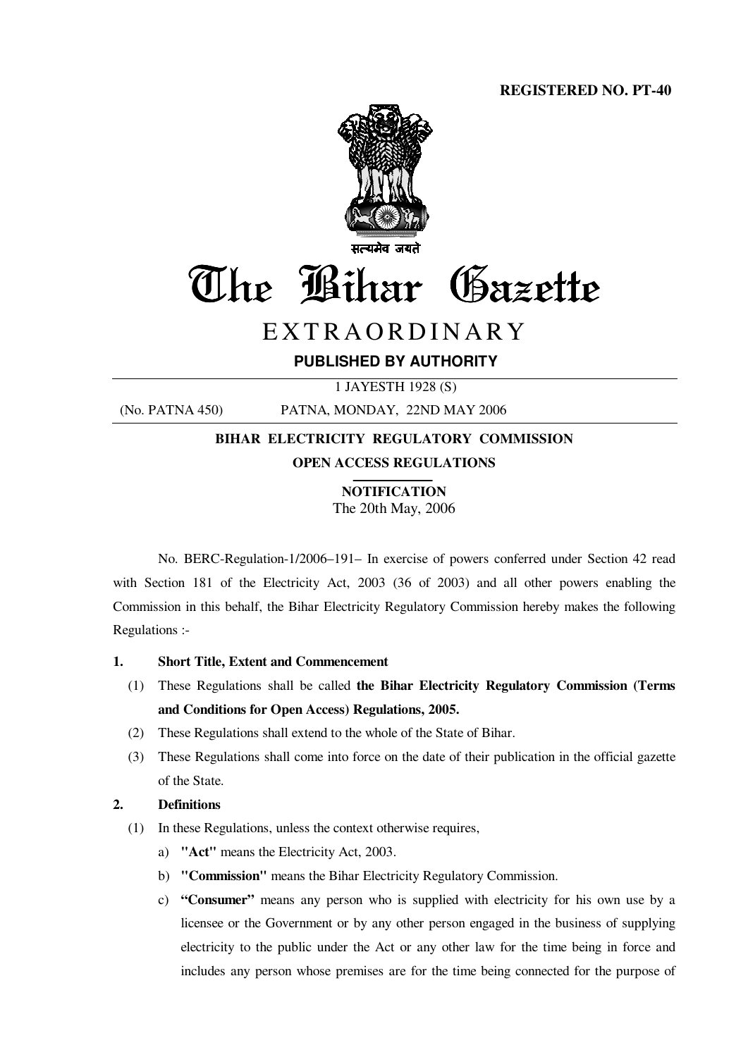**REGISTERED NO. PT-40**

सत्यमेव जयते

# The Bihar Gazette

## EXTRAORDINARY

**PUBLISHED BY AUTHORITY**

1 JAYESTH 1928 (S)

(No. PATNA 450) PATNA, MONDAY, 22ND MAY 2006

**BIHAR ELECTRICITY REGULATORY COMMISSION**

**OPEN ACCESS REGULATIONS**

**NOTIFICATION**

The 20th May, 2006

No. BERC-Regulation-1/2006–191– In exercise of powers conferred under Section 42 read with Section 181 of the Electricity Act, 2003 (36 of 2003) and all other powers enabling the Commission in this behalf, the Bihar Electricity Regulatory Commission hereby makes the following Regulations :-

**1. Short Title, Extent and Commencement**

(1) These Regulations shall be called **the Bihar Electricity Regulatory Commission (Terms and Conditions for Open Access) Regulations, 2005.**

(2) These Regulations shall extend to the whole of the State of Bihar.

(3) These Regulations shall come into force on the date of their publication in the official gazette of the State.

**2. Definitions**

(1) In these Regulations, unless the context otherwise requires,

a) **"Act"** means the Electricity Act, 2003.

b) **"Commission"** means the Bihar Electricity Regulatory Commission.

c) **"Consumer"** means any person who is supplied with electricity for his own use by a licensee or the Government or by any other person engaged in the business of supplying electricity to the public under the Act or any other law for the time being in force and includes any person whose premises are for the time being connected for the purpose of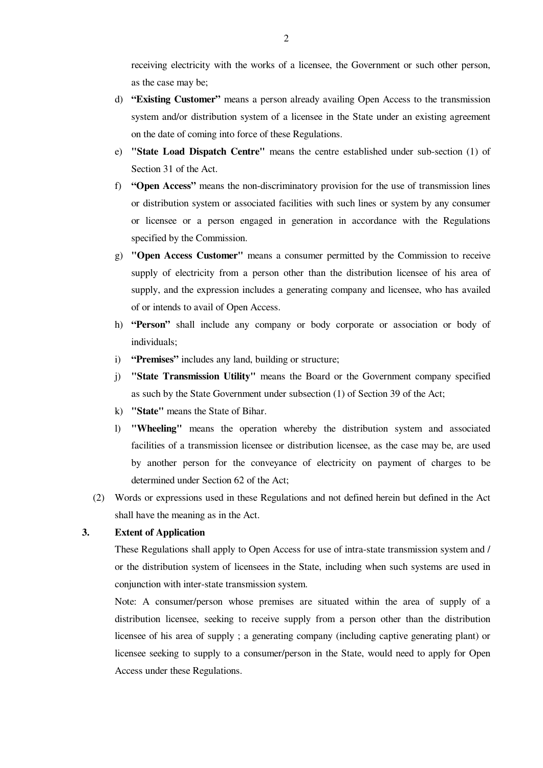receiving electricity with the works of a licensee, the Government or such other person, as the case may be;

d) **"Existing Customer"** means a person already availing Open Access to the transmission system and/or distribution system of a licensee in the State under an existing agreement on the date of coming into force of these Regulations.

e) **"State Load Dispatch Centre"** means the centre established under sub-section (1) of Section 31 of the Act.

f) **"Open Access"** means the non-discriminatory provision for the use of transmission lines or distribution system or associated facilities with such lines or system by any consumer or licensee or a person engaged in generation in accordance with the Regulations specified by the Commission.

g) **"Open Access Customer"** means a consumer permitted by the Commission to receive supply of electricity from a person other than the distribution licensee of his area of supply, and the expression includes a generating company and licensee, who has availed of or intends to avail of Open Access.

h) **"Person"** shall include any company or body corporate or association or body of individuals;

i) **"Premises"** includes any land, building or structure;

j) **"State Transmission Utility"** means the Board or the Government company specified as such by the State Government under subsection (1) of Section 39 of the Act;

k) **"State"** means the State of Bihar.

l) **"Wheeling"** means the operation whereby the distribution system and associated facilities of a transmission licensee or distribution licensee, as the case may be, are used by another person for the conveyance of electricity on payment of charges to be determined under Section 62 of the Act;

(2) Words or expressions used in these Regulations and not defined herein but defined in the Act shall have the meaning as in the Act.

**3. Extent of Application**

These Regulations shall apply to Open Access for use of intra-state transmission system and / or the distribution system of licensees in the State, including when such systems are used in conjunction with inter-state transmission system.

Note: A consumer/person whose premises are situated within the area of supply of a distribution licensee, seeking to receive supply from a person other than the distribution licensee of his area of supply ; a generating company (including captive generating plant) or licensee seeking to supply to a consumer/person in the State, would need to apply for Open Access under these Regulations.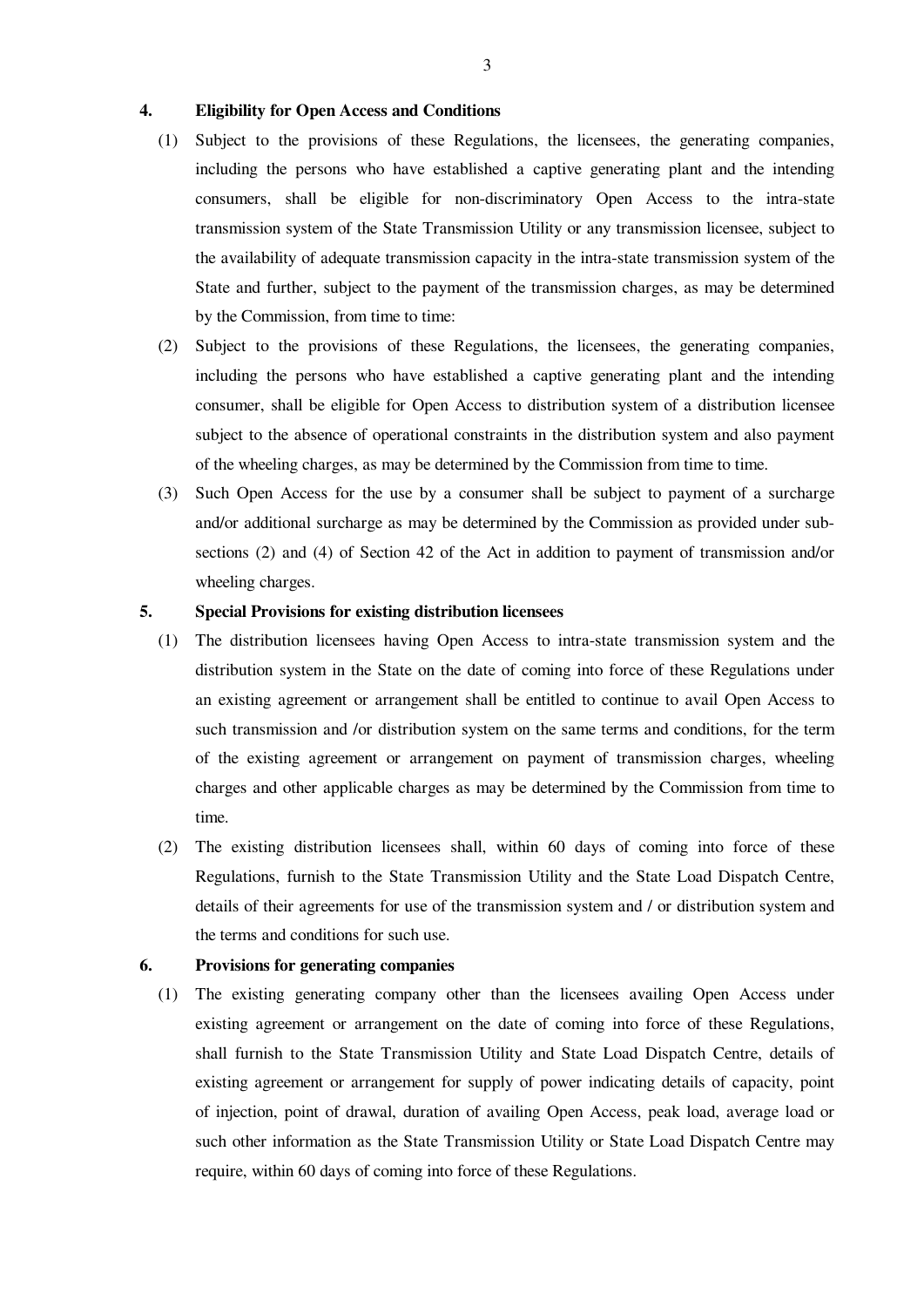**4. Eligibility for Open Access and Conditions**

(1) Subject to the provisions of these Regulations, the licensees, the generating companies, including the persons who have established a captive generating plant and the intending consumers, shall be eligible for non-discriminatory Open Access to the intra-state transmission system of the State Transmission Utility or any transmission licensee, subject to the availability of adequate transmission capacity in the intra-state transmission system of the State and further, subject to the payment of the transmission charges, as may be determined by the Commission, from time to time:

(2) Subject to the provisions of these Regulations, the licensees, the generating companies, including the persons who have established a captive generating plant and the intending consumer, shall be eligible for Open Access to distribution system of a distribution licensee subject to the absence of operational constraints in the distribution system and also payment of the wheeling charges, as may be determined by the Commission from time to time.

(3) Such Open Access for the use by a consumer shall be subject to payment of a surcharge and/or additional surcharge as may be determined by the Commission as provided under sub-sections (2) and (4) of Section 42 of the Act in addition to payment of transmission and/or wheeling charges.

**5. Special Provisions for existing distribution licensees**

(1) The distribution licensees having Open Access to intra-state transmission system and the distribution system in the State on the date of coming into force of these Regulations under an existing agreement or arrangement shall be entitled to continue to avail Open Access to such transmission and /or distribution system on the same terms and conditions, for the term of the existing agreement or arrangement on payment of transmission charges, wheeling charges and other applicable charges as may be determined by the Commission from time to time.

(2) The existing distribution licensees shall, within 60 days of coming into force of these Regulations, furnish to the State Transmission Utility and the State Load Dispatch Centre, details of their agreements for use of the transmission system and / or distribution system and the terms and conditions for such use.

**6. Provisions for generating companies**

(1) The existing generating company other than the licensees availing Open Access under existing agreement or arrangement on the date of coming into force of these Regulations, shall furnish to the State Transmission Utility and State Load Dispatch Centre, details of existing agreement or arrangement for supply of power indicating details of capacity, point of injection, point of drawal, duration of availing Open Access, peak load, average load or such other information as the State Transmission Utility or State Load Dispatch Centre may require, within 60 days of coming into force of these Regulations.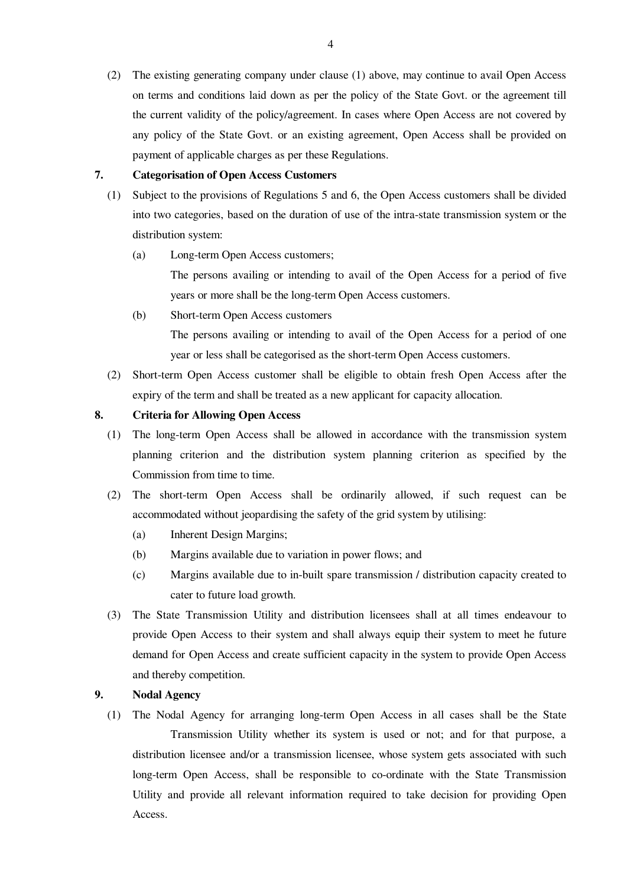(2) The existing generating company under clause (1) above, may continue to avail Open Access on terms and conditions laid down as per the policy of the State Govt. or the agreement till the current validity of the policy/agreement. In cases where Open Access are not covered by any policy of the State Govt. or an existing agreement, Open Access shall be provided on payment of applicable charges as per these Regulations.

**7. Categorisation of Open Access Customers**

(1) Subject to the provisions of Regulations 5 and 6, the Open Access customers shall be divided into two categories, based on the duration of use of the intra-state transmission system or the distribution system:

(a) Long-term Open Access customers;

The persons availing or intending to avail of the Open Access for a period of five years or more shall be the long-term Open Access customers.

(b) Short-term Open Access customers

The persons availing or intending to avail of the Open Access for a period of one year or less shall be categorised as the short-term Open Access customers.

(2) Short-term Open Access customer shall be eligible to obtain fresh Open Access after the expiry of the term and shall be treated as a new applicant for capacity allocation.

**8. Criteria for Allowing Open Access**

(1) The long-term Open Access shall be allowed in accordance with the transmission system planning criterion and the distribution system planning criterion as specified by the Commission from time to time.

(2) The short-term Open Access shall be ordinarily allowed, if such request can be accommodated without jeopardising the safety of the grid system by utilising:

(a) Inherent Design Margins;

(b) Margins available due to variation in power flows; and

(c) Margins available due to in-built spare transmission / distribution capacity created to cater to future load growth.

(3) The State Transmission Utility and distribution licensees shall at all times endeavour to provide Open Access to their system and shall always equip their system to meet he future demand for Open Access and create sufficient capacity in the system to provide Open Access and thereby competition.

**9. Nodal Agency**

(1) The Nodal Agency for arranging long-term Open Access in all cases shall be the State Transmission Utility whether its system is used or not; and for that purpose, a distribution licensee and/or a transmission licensee, whose system gets associated with such long-term Open Access, shall be responsible to co-ordinate with the State Transmission Utility and provide all relevant information required to take decision for providing Open Access.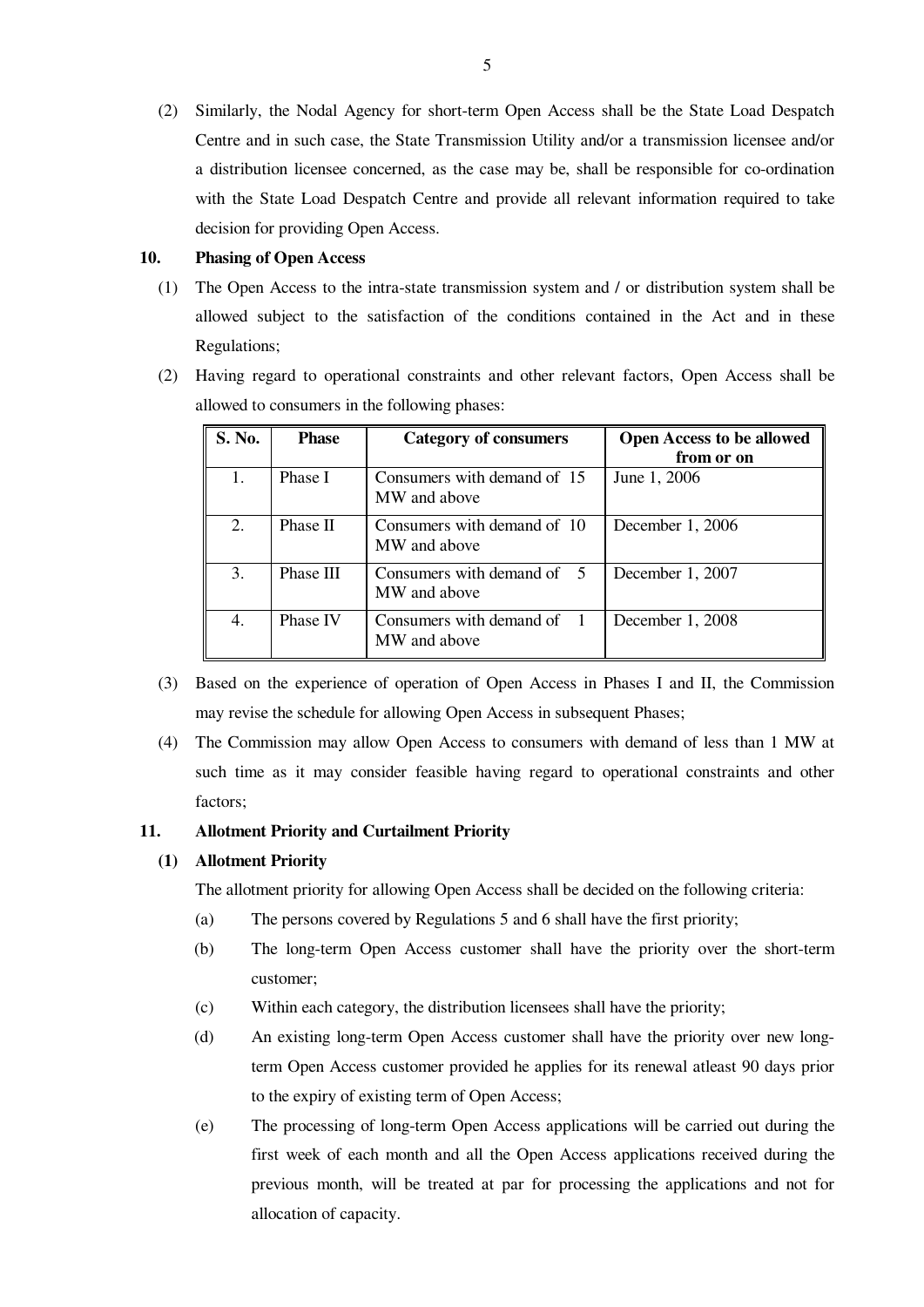(2) Similarly, the Nodal Agency for short-term Open Access shall be the State Load Despatch Centre and in such case, the State Transmission Utility and/or a transmission licensee and/or a distribution licensee concerned, as the case may be, shall be responsible for co-ordination with the State Load Despatch Centre and provide all relevant information required to take decision for providing Open Access.

**10. Phasing of Open Access**

(1) The Open Access to the intra-state transmission system and / or distribution system shall be allowed subject to the satisfaction of the conditions contained in the Act and in these Regulations;

(2) Having regard to operational constraints and other relevant factors, Open Access shall be allowed to consumers in the following phases:

| S. No. | Phase | Category of consumers | Open Access to be allowed from or on |
|---|---|---|---|
| 1. | Phase I | Consumers with demand of 15 MW and above | June 1, 2006 |
| 2. | Phase II | Consumers with demand of 10 MW and above | December 1, 2006 |
| 3. | Phase III | Consumers with demand of 5 MW and above | December 1, 2007 |
| 4. | Phase IV | Consumers with demand of 1 MW and above | December 1, 2008 |

(3) Based on the experience of operation of Open Access in Phases I and II, the Commission may revise the schedule for allowing Open Access in subsequent Phases;

(4) The Commission may allow Open Access to consumers with demand of less than 1 MW at such time as it may consider feasible having regard to operational constraints and other factors;

**11. Allotment Priority and Curtailment Priority**

**(1) Allotment Priority**

The allotment priority for allowing Open Access shall be decided on the following criteria:

(a) The persons covered by Regulations 5 and 6 shall have the first priority;

(b) The long-term Open Access customer shall have the priority over the short-term customer;

(c) Within each category, the distribution licensees shall have the priority;

(d) An existing long-term Open Access customer shall have the priority over new long-term Open Access customer provided he applies for its renewal atleast 90 days prior to the expiry of existing term of Open Access;

(e) The processing of long-term Open Access applications will be carried out during the first week of each month and all the Open Access applications received during the previous month, will be treated at par for processing the applications and not for allocation of capacity.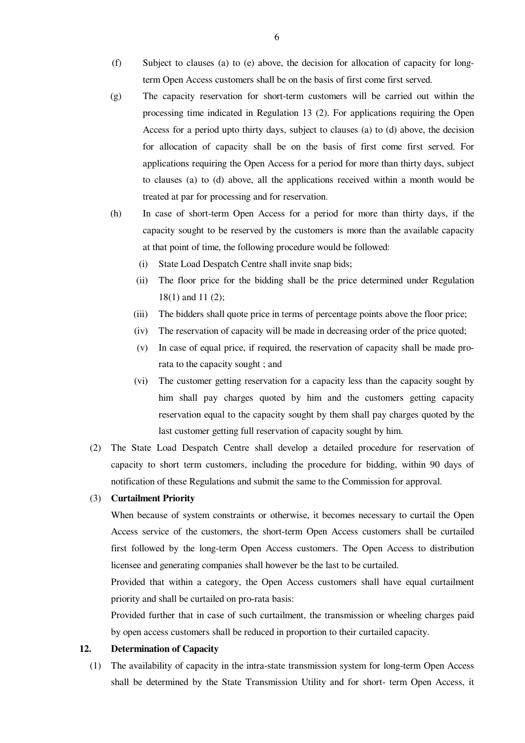(f) Subject to clauses (a) to (e) above, the decision for allocation of capacity for long-term Open Access customers shall be on the basis of first come first served.

(g) The capacity reservation for short-term customers will be carried out within the processing time indicated in Regulation 13 (2). For applications requiring the Open Access for a period upto thirty days, subject to clauses (a) to (d) above, the decision for allocation of capacity shall be on the basis of first come first served. For applications requiring the Open Access for a period for more than thirty days, subject to clauses (a) to (d) above, all the applications received within a month would be treated at par for processing and for reservation.

(h) In case of short-term Open Access for a period for more than thirty days, if the capacity sought to be reserved by the customers is more than the available capacity at that point of time, the following procedure would be followed:

  (i) State Load Despatch Centre shall invite snap bids;

  (ii) The floor price for the bidding shall be the price determined under Regulation 18(1) and 11 (2);

  (iii) The bidders shall quote price in terms of percentage points above the floor price;

  (iv) The reservation of capacity will be made in decreasing order of the price quoted;

  (v) In case of equal price, if required, the reservation of capacity shall be made pro-rata to the capacity sought ; and

  (vi) The customer getting reservation for a capacity less than the capacity sought by him shall pay charges quoted by him and the customers getting capacity reservation equal to the capacity sought by them shall pay charges quoted by the last customer getting full reservation of capacity sought by him.

(2) The State Load Despatch Centre shall develop a detailed procedure for reservation of capacity to short term customers, including the procedure for bidding, within 90 days of notification of these Regulations and submit the same to the Commission for approval.

(3) **Curtailment Priority**

When because of system constraints or otherwise, it becomes necessary to curtail the Open Access service of the customers, the short-term Open Access customers shall be curtailed first followed by the long-term Open Access customers. The Open Access to distribution licensee and generating companies shall however be the last to be curtailed.

Provided that within a category, the Open Access customers shall have equal curtailment priority and shall be curtailed on pro-rata basis:

Provided further that in case of such curtailment, the transmission or wheeling charges paid by open access customers shall be reduced in proportion to their curtailed capacity.

**12. Determination of Capacity**

(1) The availability of capacity in the intra-state transmission system for long-term Open Access shall be determined by the State Transmission Utility and for short- term Open Access, it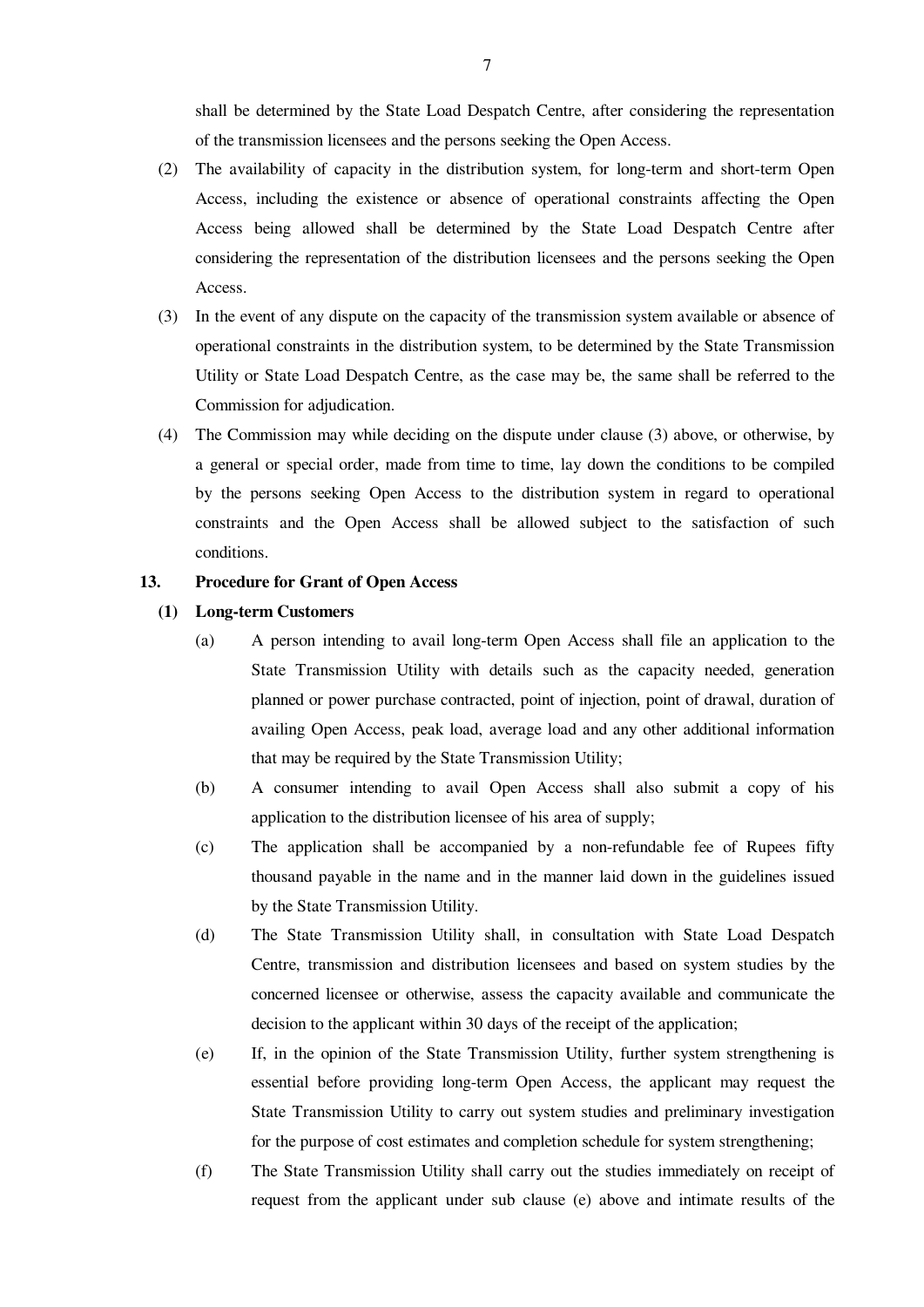shall be determined by the State Load Despatch Centre, after considering the representation of the transmission licensees and the persons seeking the Open Access.

(2) The availability of capacity in the distribution system, for long-term and short-term Open Access, including the existence or absence of operational constraints affecting the Open Access being allowed shall be determined by the State Load Despatch Centre after considering the representation of the distribution licensees and the persons seeking the Open Access.

(3) In the event of any dispute on the capacity of the transmission system available or absence of operational constraints in the distribution system, to be determined by the State Transmission Utility or State Load Despatch Centre, as the case may be, the same shall be referred to the Commission for adjudication.

(4) The Commission may while deciding on the dispute under clause (3) above, or otherwise, by a general or special order, made from time to time, lay down the conditions to be compiled by the persons seeking Open Access to the distribution system in regard to operational constraints and the Open Access shall be allowed subject to the satisfaction of such conditions.

**13. Procedure for Grant of Open Access**

**(1) Long-term Customers**

(a) A person intending to avail long-term Open Access shall file an application to the State Transmission Utility with details such as the capacity needed, generation planned or power purchase contracted, point of injection, point of drawal, duration of availing Open Access, peak load, average load and any other additional information that may be required by the State Transmission Utility;

(b) A consumer intending to avail Open Access shall also submit a copy of his application to the distribution licensee of his area of supply;

(c) The application shall be accompanied by a non-refundable fee of Rupees fifty thousand payable in the name and in the manner laid down in the guidelines issued by the State Transmission Utility.

(d) The State Transmission Utility shall, in consultation with State Load Despatch Centre, transmission and distribution licensees and based on system studies by the concerned licensee or otherwise, assess the capacity available and communicate the decision to the applicant within 30 days of the receipt of the application;

(e) If, in the opinion of the State Transmission Utility, further system strengthening is essential before providing long-term Open Access, the applicant may request the State Transmission Utility to carry out system studies and preliminary investigation for the purpose of cost estimates and completion schedule for system strengthening;

(f) The State Transmission Utility shall carry out the studies immediately on receipt of request from the applicant under sub clause (e) above and intimate results of the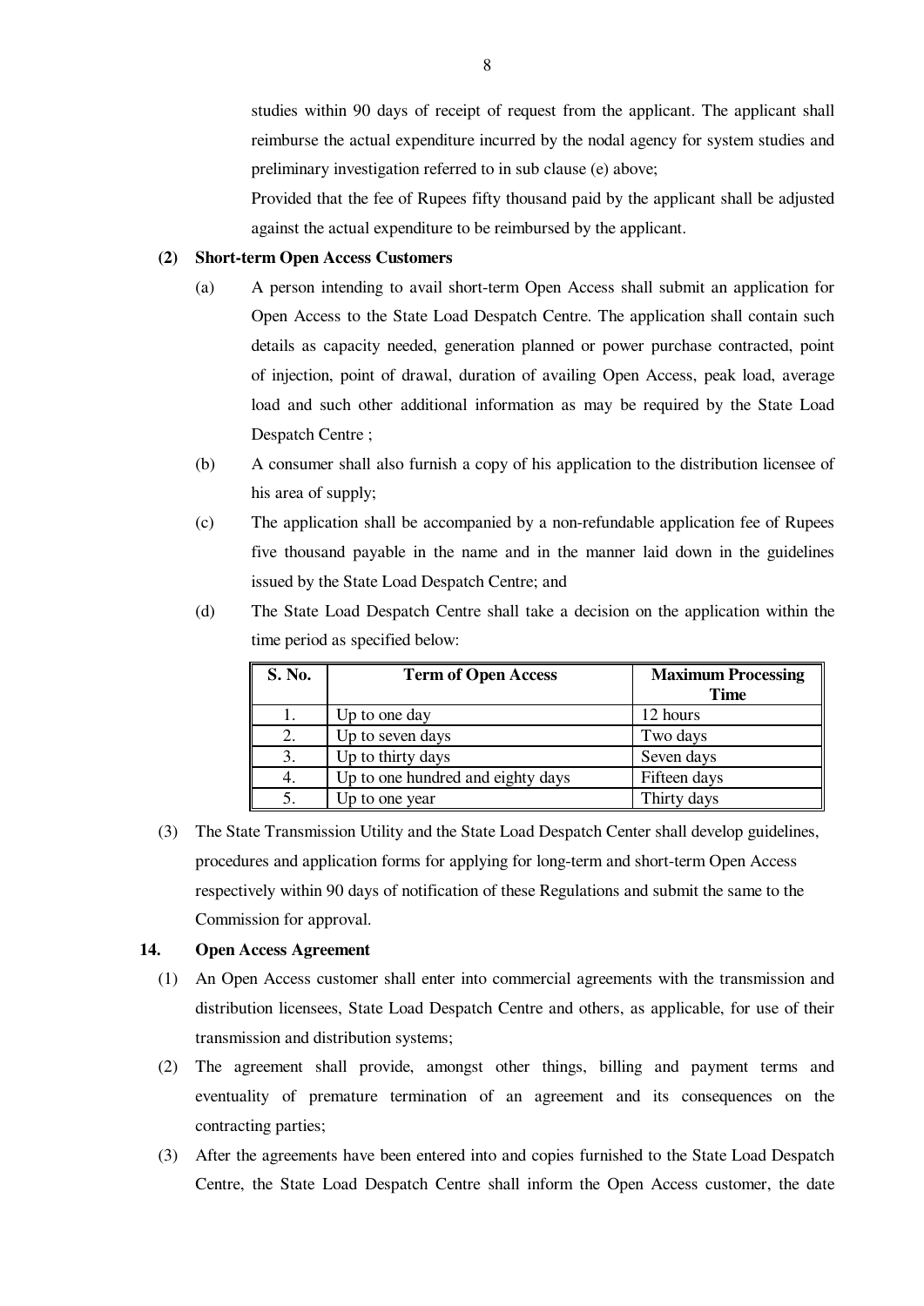studies within 90 days of receipt of request from the applicant. The applicant shall reimburse the actual expenditure incurred by the nodal agency for system studies and preliminary investigation referred to in sub clause (e) above;

Provided that the fee of Rupees fifty thousand paid by the applicant shall be adjusted against the actual expenditure to be reimbursed by the applicant.

**(2) Short-term Open Access Customers**

(a) A person intending to avail short-term Open Access shall submit an application for Open Access to the State Load Despatch Centre. The application shall contain such details as capacity needed, generation planned or power purchase contracted, point of injection, point of drawal, duration of availing Open Access, peak load, average load and such other additional information as may be required by the State Load Despatch Centre ;

(b) A consumer shall also furnish a copy of his application to the distribution licensee of his area of supply;

(c) The application shall be accompanied by a non-refundable application fee of Rupees five thousand payable in the name and in the manner laid down in the guidelines issued by the State Load Despatch Centre; and

(d) The State Load Despatch Centre shall take a decision on the application within the time period as specified below:

| S. No. | Term of Open Access | Maximum Processing Time |
|---|---|---|
| 1. | Up to one day | 12 hours |
| 2. | Up to seven days | Two days |
| 3. | Up to thirty days | Seven days |
| 4. | Up to one hundred and eighty days | Fifteen days |
| 5. | Up to one year | Thirty days |

(3) The State Transmission Utility and the State Load Despatch Center shall develop guidelines, procedures and application forms for applying for long-term and short-term Open Access respectively within 90 days of notification of these Regulations and submit the same to the Commission for approval.

**14. Open Access Agreement**

(1) An Open Access customer shall enter into commercial agreements with the transmission and distribution licensees, State Load Despatch Centre and others, as applicable, for use of their transmission and distribution systems;

(2) The agreement shall provide, amongst other things, billing and payment terms and eventuality of premature termination of an agreement and its consequences on the contracting parties;

(3) After the agreements have been entered into and copies furnished to the State Load Despatch Centre, the State Load Despatch Centre shall inform the Open Access customer, the date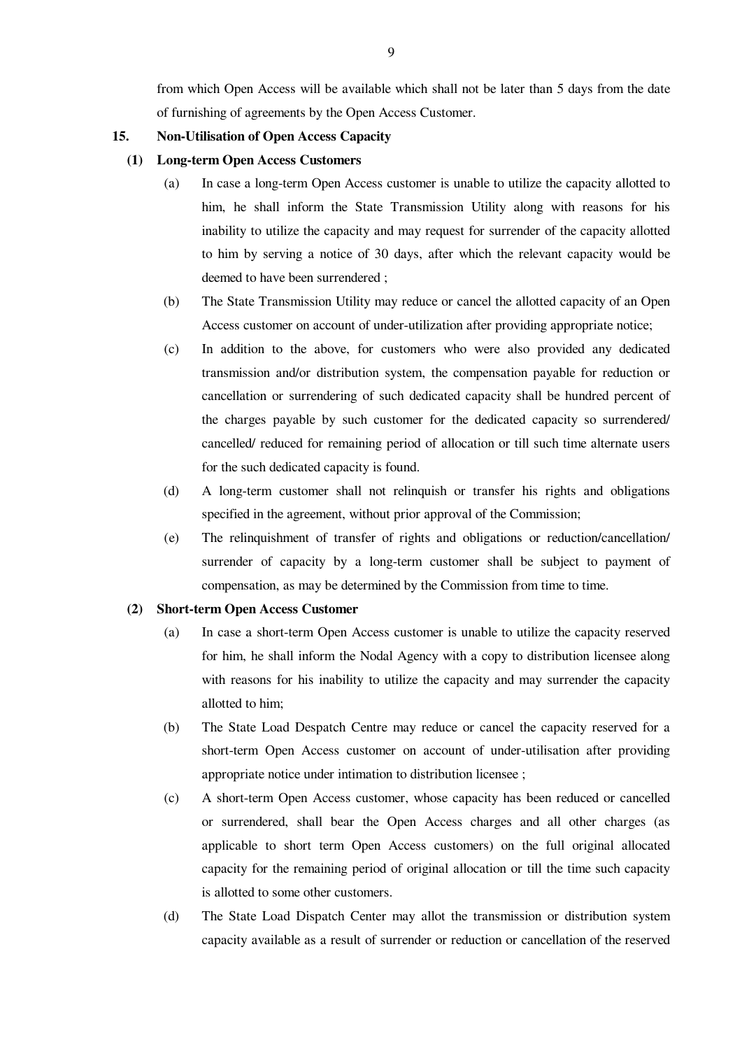from which Open Access will be available which shall not be later than 5 days from the date of furnishing of agreements by the Open Access Customer.

**15. Non-Utilisation of Open Access Capacity**

**(1) Long-term Open Access Customers**

(a) In case a long-term Open Access customer is unable to utilize the capacity allotted to him, he shall inform the State Transmission Utility along with reasons for his inability to utilize the capacity and may request for surrender of the capacity allotted to him by serving a notice of 30 days, after which the relevant capacity would be deemed to have been surrendered ;

(b) The State Transmission Utility may reduce or cancel the allotted capacity of an Open Access customer on account of under-utilization after providing appropriate notice;

(c) In addition to the above, for customers who were also provided any dedicated transmission and/or distribution system, the compensation payable for reduction or cancellation or surrendering of such dedicated capacity shall be hundred percent of the charges payable by such customer for the dedicated capacity so surrendered/ cancelled/ reduced for remaining period of allocation or till such time alternate users for the such dedicated capacity is found.

(d) A long-term customer shall not relinquish or transfer his rights and obligations specified in the agreement, without prior approval of the Commission;

(e) The relinquishment of transfer of rights and obligations or reduction/cancellation/ surrender of capacity by a long-term customer shall be subject to payment of compensation, as may be determined by the Commission from time to time.

**(2) Short-term Open Access Customer**

(a) In case a short-term Open Access customer is unable to utilize the capacity reserved for him, he shall inform the Nodal Agency with a copy to distribution licensee along with reasons for his inability to utilize the capacity and may surrender the capacity allotted to him;

(b) The State Load Despatch Centre may reduce or cancel the capacity reserved for a short-term Open Access customer on account of under-utilisation after providing appropriate notice under intimation to distribution licensee ;

(c) A short-term Open Access customer, whose capacity has been reduced or cancelled or surrendered, shall bear the Open Access charges and all other charges (as applicable to short term Open Access customers) on the full original allocated capacity for the remaining period of original allocation or till the time such capacity is allotted to some other customers.

(d) The State Load Dispatch Center may allot the transmission or distribution system capacity available as a result of surrender or reduction or cancellation of the reserved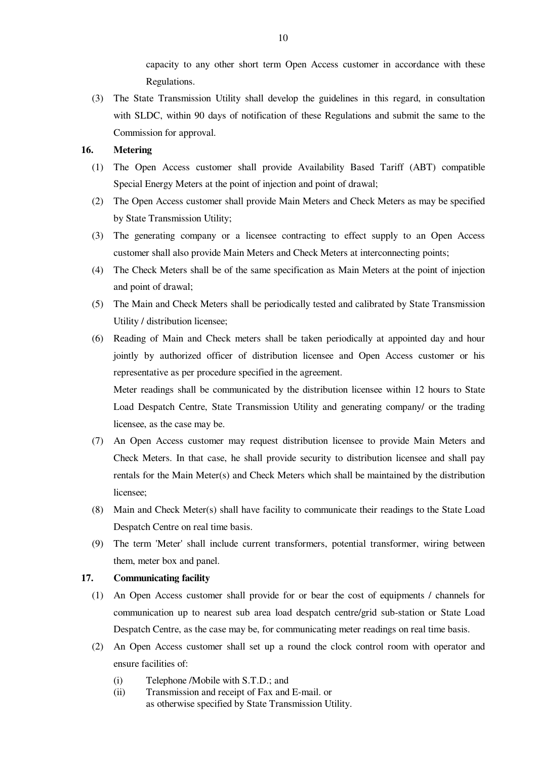capacity to any other short term Open Access customer in accordance with these Regulations.

(3) The State Transmission Utility shall develop the guidelines in this regard, in consultation with SLDC, within 90 days of notification of these Regulations and submit the same to the Commission for approval.

**16. Metering**

(1) The Open Access customer shall provide Availability Based Tariff (ABT) compatible Special Energy Meters at the point of injection and point of drawal;

(2) The Open Access customer shall provide Main Meters and Check Meters as may be specified by State Transmission Utility;

(3) The generating company or a licensee contracting to effect supply to an Open Access customer shall also provide Main Meters and Check Meters at interconnecting points;

(4) The Check Meters shall be of the same specification as Main Meters at the point of injection and point of drawal;

(5) The Main and Check Meters shall be periodically tested and calibrated by State Transmission Utility / distribution licensee;

(6) Reading of Main and Check meters shall be taken periodically at appointed day and hour jointly by authorized officer of distribution licensee and Open Access customer or his representative as per procedure specified in the agreement.

Meter readings shall be communicated by the distribution licensee within 12 hours to State Load Despatch Centre, State Transmission Utility and generating company/ or the trading licensee, as the case may be.

(7) An Open Access customer may request distribution licensee to provide Main Meters and Check Meters. In that case, he shall provide security to distribution licensee and shall pay rentals for the Main Meter(s) and Check Meters which shall be maintained by the distribution licensee;

(8) Main and Check Meter(s) shall have facility to communicate their readings to the State Load Despatch Centre on real time basis.

(9) The term 'Meter' shall include current transformers, potential transformer, wiring between them, meter box and panel.

**17. Communicating facility**

(1) An Open Access customer shall provide for or bear the cost of equipments / channels for communication up to nearest sub area load despatch centre/grid sub-station or State Load Despatch Centre, as the case may be, for communicating meter readings on real time basis.

(2) An Open Access customer shall set up a round the clock control room with operator and ensure facilities of:

(i) Telephone /Mobile with S.T.D.; and

(ii) Transmission and receipt of Fax and E-mail. or
as otherwise specified by State Transmission Utility.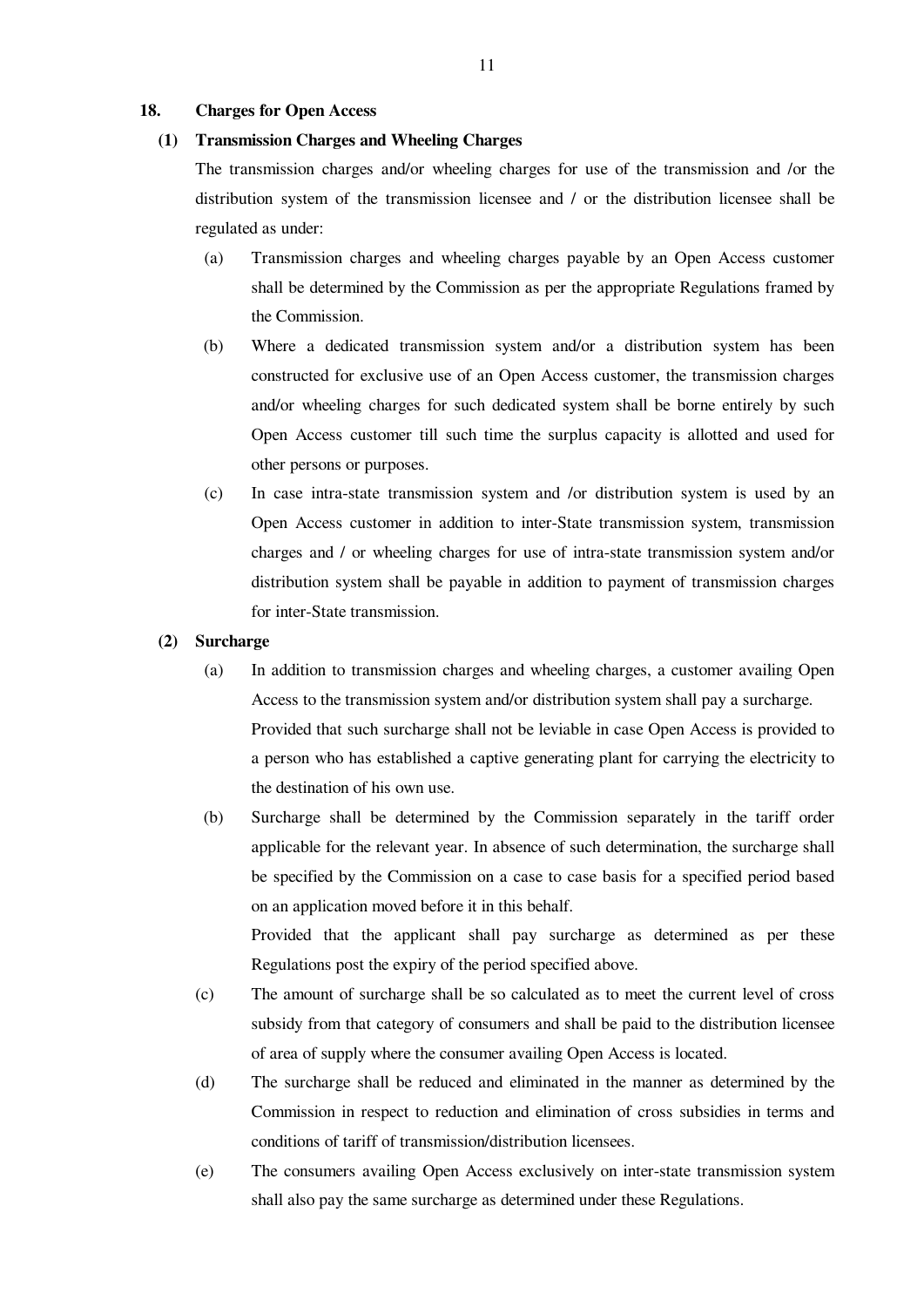**18. Charges for Open Access**

**(1) Transmission Charges and Wheeling Charges**

The transmission charges and/or wheeling charges for use of the transmission and /or the distribution system of the transmission licensee and / or the distribution licensee shall be regulated as under:

(a) Transmission charges and wheeling charges payable by an Open Access customer shall be determined by the Commission as per the appropriate Regulations framed by the Commission.

(b) Where a dedicated transmission system and/or a distribution system has been constructed for exclusive use of an Open Access customer, the transmission charges and/or wheeling charges for such dedicated system shall be borne entirely by such Open Access customer till such time the surplus capacity is allotted and used for other persons or purposes.

(c) In case intra-state transmission system and /or distribution system is used by an Open Access customer in addition to inter-State transmission system, transmission charges and / or wheeling charges for use of intra-state transmission system and/or distribution system shall be payable in addition to payment of transmission charges for inter-State transmission.

**(2) Surcharge**

(a) In addition to transmission charges and wheeling charges, a customer availing Open Access to the transmission system and/or distribution system shall pay a surcharge.

Provided that such surcharge shall not be leviable in case Open Access is provided to a person who has established a captive generating plant for carrying the electricity to the destination of his own use.

(b) Surcharge shall be determined by the Commission separately in the tariff order applicable for the relevant year. In absence of such determination, the surcharge shall be specified by the Commission on a case to case basis for a specified period based on an application moved before it in this behalf.

Provided that the applicant shall pay surcharge as determined as per these Regulations post the expiry of the period specified above.

(c) The amount of surcharge shall be so calculated as to meet the current level of cross subsidy from that category of consumers and shall be paid to the distribution licensee of area of supply where the consumer availing Open Access is located.

(d) The surcharge shall be reduced and eliminated in the manner as determined by the Commission in respect to reduction and elimination of cross subsidies in terms and conditions of tariff of transmission/distribution licensees.

(e) The consumers availing Open Access exclusively on inter-state transmission system shall also pay the same surcharge as determined under these Regulations.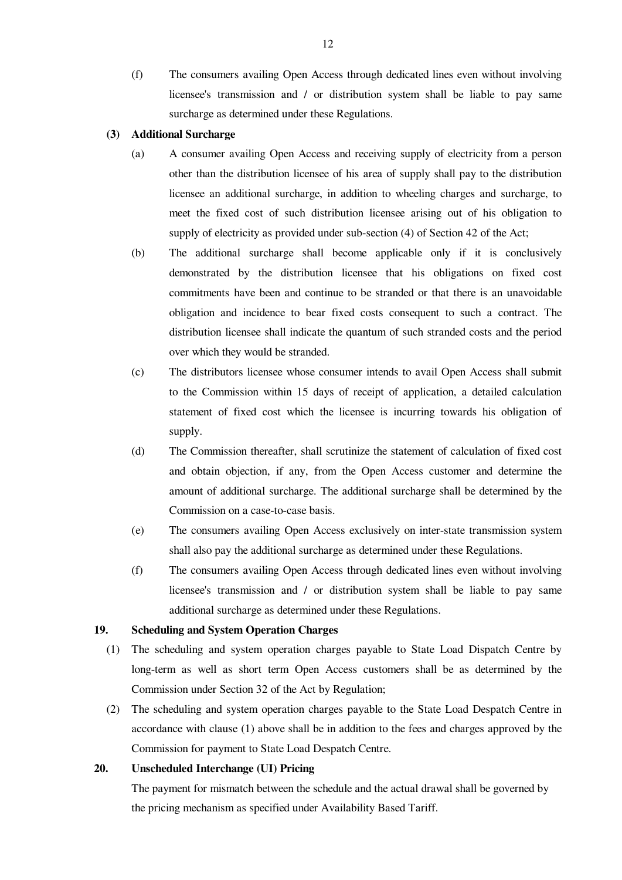(f) The consumers availing Open Access through dedicated lines even without involving licensee's transmission and / or distribution system shall be liable to pay same surcharge as determined under these Regulations.

**(3) Additional Surcharge**

(a) A consumer availing Open Access and receiving supply of electricity from a person other than the distribution licensee of his area of supply shall pay to the distribution licensee an additional surcharge, in addition to wheeling charges and surcharge, to meet the fixed cost of such distribution licensee arising out of his obligation to supply of electricity as provided under sub-section (4) of Section 42 of the Act;

(b) The additional surcharge shall become applicable only if it is conclusively demonstrated by the distribution licensee that his obligations on fixed cost commitments have been and continue to be stranded or that there is an unavoidable obligation and incidence to bear fixed costs consequent to such a contract. The distribution licensee shall indicate the quantum of such stranded costs and the period over which they would be stranded.

(c) The distributors licensee whose consumer intends to avail Open Access shall submit to the Commission within 15 days of receipt of application, a detailed calculation statement of fixed cost which the licensee is incurring towards his obligation of supply.

(d) The Commission thereafter, shall scrutinize the statement of calculation of fixed cost and obtain objection, if any, from the Open Access customer and determine the amount of additional surcharge. The additional surcharge shall be determined by the Commission on a case-to-case basis.

(e) The consumers availing Open Access exclusively on inter-state transmission system shall also pay the additional surcharge as determined under these Regulations.

(f) The consumers availing Open Access through dedicated lines even without involving licensee's transmission and / or distribution system shall be liable to pay same additional surcharge as determined under these Regulations.

**19. Scheduling and System Operation Charges**

(1) The scheduling and system operation charges payable to State Load Dispatch Centre by long-term as well as short term Open Access customers shall be as determined by the Commission under Section 32 of the Act by Regulation;

(2) The scheduling and system operation charges payable to the State Load Despatch Centre in accordance with clause (1) above shall be in addition to the fees and charges approved by the Commission for payment to State Load Despatch Centre.

**20. Unscheduled Interchange (UI) Pricing**

The payment for mismatch between the schedule and the actual drawal shall be governed by the pricing mechanism as specified under Availability Based Tariff.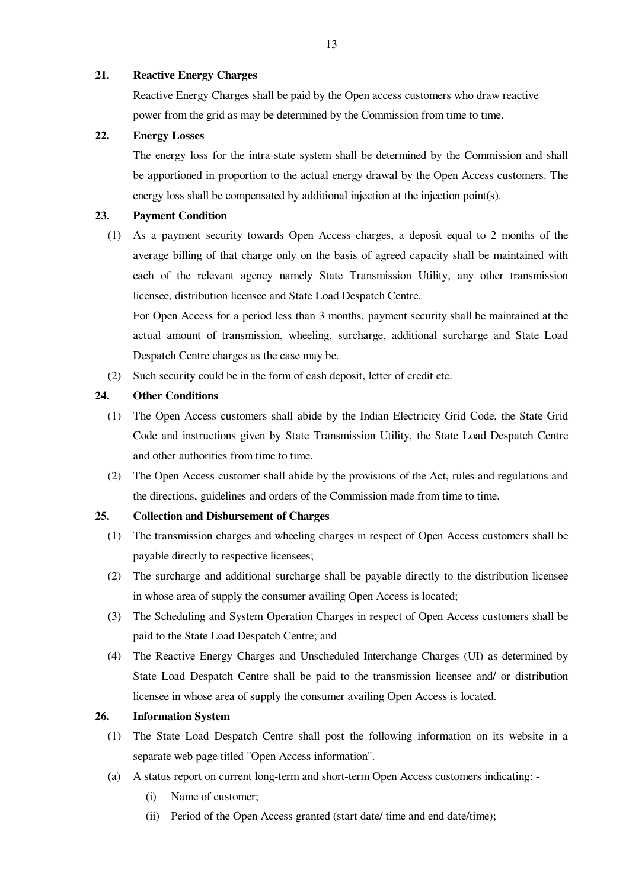## 21. Reactive Energy Charges

Reactive Energy Charges shall be paid by the Open access customers who draw reactive power from the grid as may be determined by the Commission from time to time.

## 22. Energy Losses

The energy loss for the intra-state system shall be determined by the Commission and shall be apportioned in proportion to the actual energy drawal by the Open Access customers. The energy loss shall be compensated by additional injection at the injection point(s).

## 23. Payment Condition

(1) As a payment security towards Open Access charges, a deposit equal to 2 months of the average billing of that charge only on the basis of agreed capacity shall be maintained with each of the relevant agency namely State Transmission Utility, any other transmission licensee, distribution licensee and State Load Despatch Centre.

For Open Access for a period less than 3 months, payment security shall be maintained at the actual amount of transmission, wheeling, surcharge, additional surcharge and State Load Despatch Centre charges as the case may be.

(2) Such security could be in the form of cash deposit, letter of credit etc.

## 24. Other Conditions

(1) The Open Access customers shall abide by the Indian Electricity Grid Code, the State Grid Code and instructions given by State Transmission Utility, the State Load Despatch Centre and other authorities from time to time.

(2) The Open Access customer shall abide by the provisions of the Act, rules and regulations and the directions, guidelines and orders of the Commission made from time to time.

## 25. Collection and Disbursement of Charges

(1) The transmission charges and wheeling charges in respect of Open Access customers shall be payable directly to respective licensees;

(2) The surcharge and additional surcharge shall be payable directly to the distribution licensee in whose area of supply the consumer availing Open Access is located;

(3) The Scheduling and System Operation Charges in respect of Open Access customers shall be paid to the State Load Despatch Centre; and

(4) The Reactive Energy Charges and Unscheduled Interchange Charges (UI) as determined by State Load Despatch Centre shall be paid to the transmission licensee and/ or distribution licensee in whose area of supply the consumer availing Open Access is located.

## 26. Information System

(1) The State Load Despatch Centre shall post the following information on its website in a separate web page titled "Open Access information".

(a) A status report on current long-term and short-term Open Access customers indicating: -

  (i) Name of customer;

  (ii) Period of the Open Access granted (start date/ time and end date/time);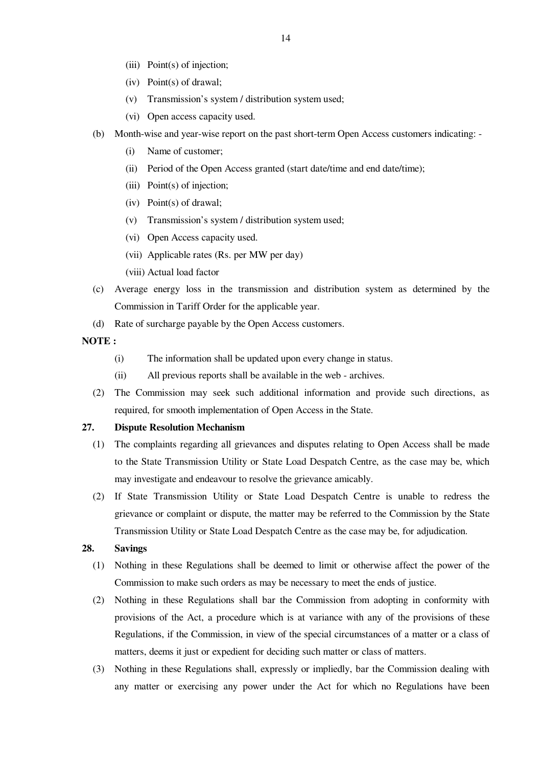(iii) Point(s) of injection;

(iv) Point(s) of drawal;

(v) Transmission's system / distribution system used;

(vi) Open access capacity used.

(b) Month-wise and year-wise report on the past short-term Open Access customers indicating: -

(i) Name of customer;

(ii) Period of the Open Access granted (start date/time and end date/time);

(iii) Point(s) of injection;

(iv) Point(s) of drawal;

(v) Transmission's system / distribution system used;

(vi) Open Access capacity used.

(vii) Applicable rates (Rs. per MW per day)

(viii) Actual load factor

(c) Average energy loss in the transmission and distribution system as determined by the Commission in Tariff Order for the applicable year.

(d) Rate of surcharge payable by the Open Access customers.

**NOTE :**

(i) The information shall be updated upon every change in status.

(ii) All previous reports shall be available in the web - archives.

(2) The Commission may seek such additional information and provide such directions, as required, for smooth implementation of Open Access in the State.

**27. Dispute Resolution Mechanism**

(1) The complaints regarding all grievances and disputes relating to Open Access shall be made to the State Transmission Utility or State Load Despatch Centre, as the case may be, which may investigate and endeavour to resolve the grievance amicably.

(2) If State Transmission Utility or State Load Despatch Centre is unable to redress the grievance or complaint or dispute, the matter may be referred to the Commission by the State Transmission Utility or State Load Despatch Centre as the case may be, for adjudication.

**28. Savings**

(1) Nothing in these Regulations shall be deemed to limit or otherwise affect the power of the Commission to make such orders as may be necessary to meet the ends of justice.

(2) Nothing in these Regulations shall bar the Commission from adopting in conformity with provisions of the Act, a procedure which is at variance with any of the provisions of these Regulations, if the Commission, in view of the special circumstances of a matter or a class of matters, deems it just or expedient for deciding such matter or class of matters.

(3) Nothing in these Regulations shall, expressly or impliedly, bar the Commission dealing with any matter or exercising any power under the Act for which no Regulations have been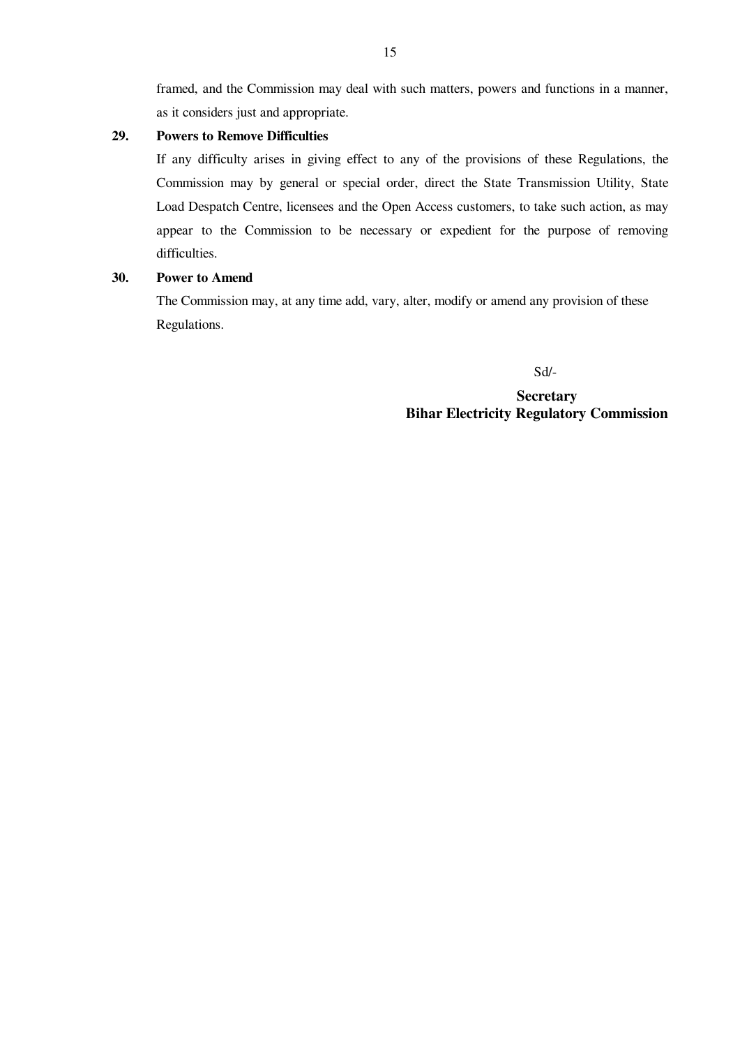framed, and the Commission may deal with such matters, powers and functions in a manner, as it considers just and appropriate.

**29. Powers to Remove Difficulties**

If any difficulty arises in giving effect to any of the provisions of these Regulations, the Commission may by general or special order, direct the State Transmission Utility, State Load Despatch Centre, licensees and the Open Access customers, to take such action, as may appear to the Commission to be necessary or expedient for the purpose of removing difficulties.

**30. Power to Amend**

The Commission may, at any time add, vary, alter, modify or amend any provision of these Regulations.

Sd/-

**Secretary**
**Bihar Electricity Regulatory Commission**